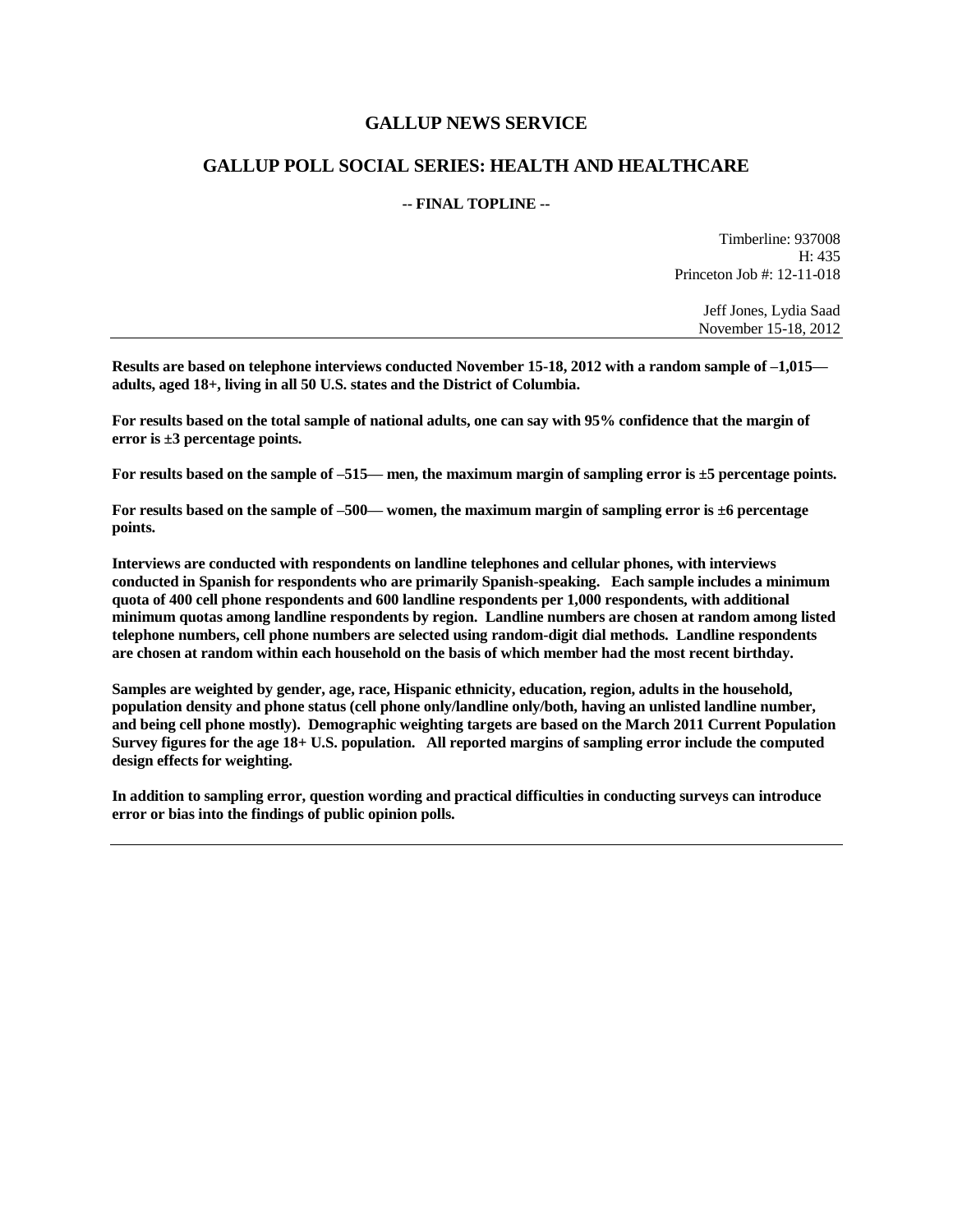# GALLUP NEWS SERVICE

## GALLUP POLL SOCIAL SERIES: HEALTH AND HEALTHCARE

**-- FINAL TOPLINE --**

Timberline: 937008
H: 435
Princeton Job #: 12-11-018

Jeff Jones, Lydia Saad
November 15-18, 2012

---

**Results are based on telephone interviews conducted November 15-18, 2012 with a random sample of –1,015— adults, aged 18+, living in all 50 U.S. states and the District of Columbia.**

**For results based on the total sample of national adults, one can say with 95% confidence that the margin of error is ±3 percentage points.**

**For results based on the sample of –515— men, the maximum margin of sampling error is ±5 percentage points.**

**For results based on the sample of –500— women, the maximum margin of sampling error is ±6 percentage points.**

**Interviews are conducted with respondents on landline telephones and cellular phones, with interviews conducted in Spanish for respondents who are primarily Spanish-speaking. Each sample includes a minimum quota of 400 cell phone respondents and 600 landline respondents per 1,000 respondents, with additional minimum quotas among landline respondents by region. Landline numbers are chosen at random among listed telephone numbers, cell phone numbers are selected using random-digit dial methods. Landline respondents are chosen at random within each household on the basis of which member had the most recent birthday.**

**Samples are weighted by gender, age, race, Hispanic ethnicity, education, region, adults in the household, population density and phone status (cell phone only/landline only/both, having an unlisted landline number, and being cell phone mostly). Demographic weighting targets are based on the March 2011 Current Population Survey figures for the age 18+ U.S. population. All reported margins of sampling error include the computed design effects for weighting.**

**In addition to sampling error, question wording and practical difficulties in conducting surveys can introduce error or bias into the findings of public opinion polls.**

---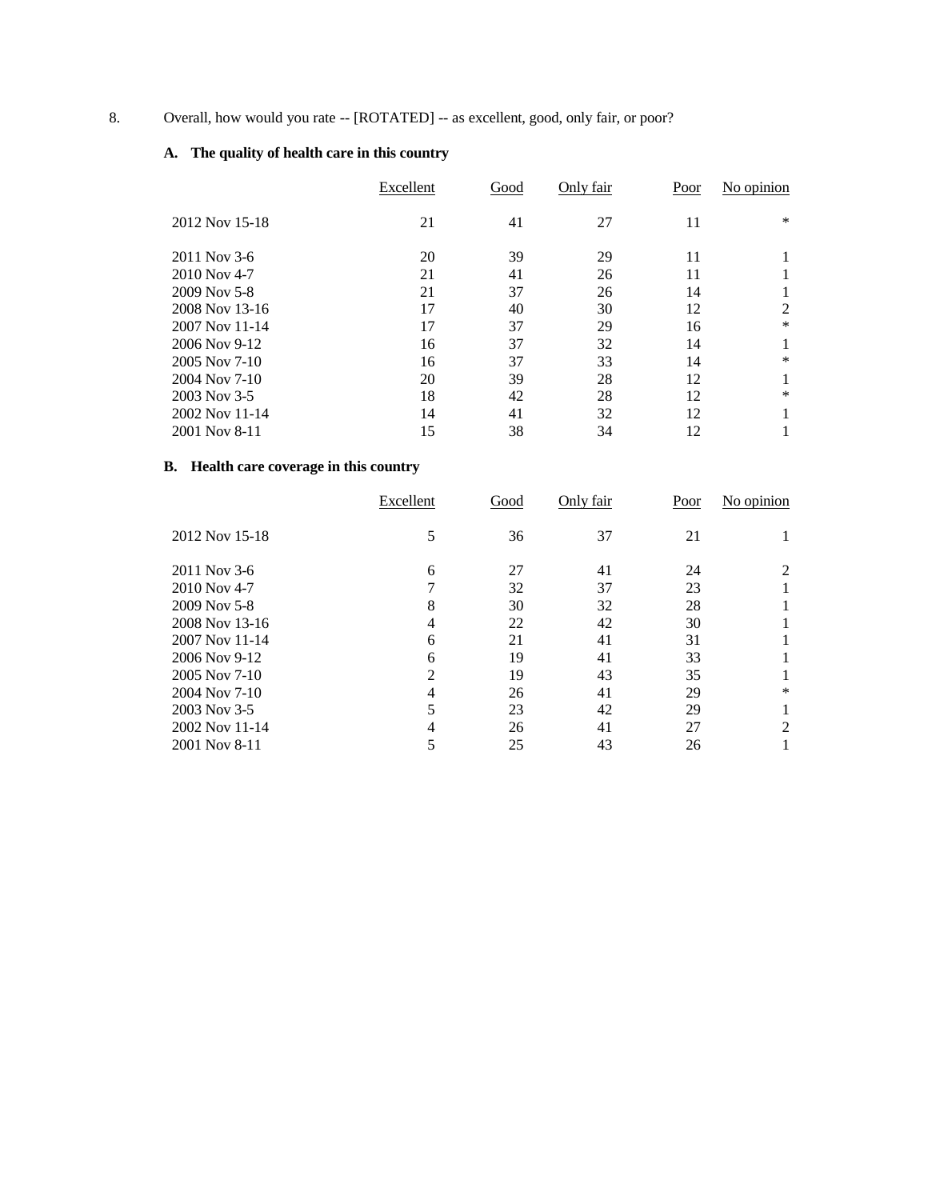8. Overall, how would you rate -- [ROTATED] -- as excellent, good, only fair, or poor?

**A. The quality of health care in this country**

| | Excellent | Good | Only fair | Poor | No opinion |
|---|---|---|---|---|---|
| 2012 Nov 15-18 | 21 | 41 | 27 | 11 | * |
| 2011 Nov 3-6 | 20 | 39 | 29 | 11 | 1 |
| 2010 Nov 4-7 | 21 | 41 | 26 | 11 | 1 |
| 2009 Nov 5-8 | 21 | 37 | 26 | 14 | 1 |
| 2008 Nov 13-16 | 17 | 40 | 30 | 12 | 2 |
| 2007 Nov 11-14 | 17 | 37 | 29 | 16 | * |
| 2006 Nov 9-12 | 16 | 37 | 32 | 14 | 1 |
| 2005 Nov 7-10 | 16 | 37 | 33 | 14 | * |
| 2004 Nov 7-10 | 20 | 39 | 28 | 12 | 1 |
| 2003 Nov 3-5 | 18 | 42 | 28 | 12 | * |
| 2002 Nov 11-14 | 14 | 41 | 32 | 12 | 1 |
| 2001 Nov 8-11 | 15 | 38 | 34 | 12 | 1 |

**B. Health care coverage in this country**

| | Excellent | Good | Only fair | Poor | No opinion |
|---|---|---|---|---|---|
| 2012 Nov 15-18 | 5 | 36 | 37 | 21 | 1 |
| 2011 Nov 3-6 | 6 | 27 | 41 | 24 | 2 |
| 2010 Nov 4-7 | 7 | 32 | 37 | 23 | 1 |
| 2009 Nov 5-8 | 8 | 30 | 32 | 28 | 1 |
| 2008 Nov 13-16 | 4 | 22 | 42 | 30 | 1 |
| 2007 Nov 11-14 | 6 | 21 | 41 | 31 | 1 |
| 2006 Nov 9-12 | 6 | 19 | 41 | 33 | 1 |
| 2005 Nov 7-10 | 2 | 19 | 43 | 35 | 1 |
| 2004 Nov 7-10 | 4 | 26 | 41 | 29 | * |
| 2003 Nov 3-5 | 5 | 23 | 42 | 29 | 1 |
| 2002 Nov 11-14 | 4 | 26 | 41 | 27 | 2 |
| 2001 Nov 8-11 | 5 | 25 | 43 | 26 | 1 |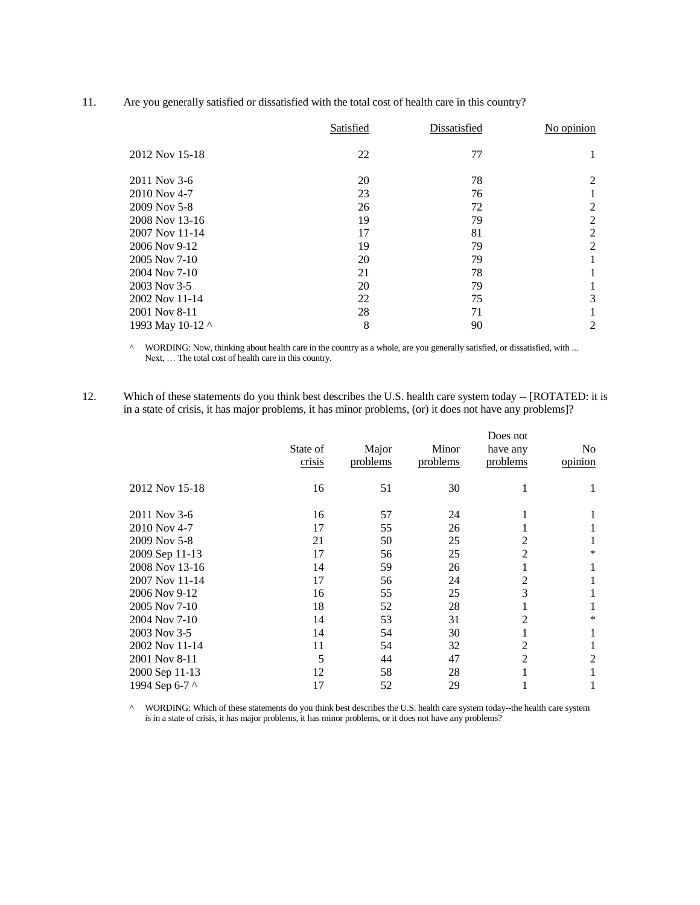11. Are you generally satisfied or dissatisfied with the total cost of health care in this country?

| | Satisfied | Dissatisfied | No opinion |
|---|---|---|---|
| 2012 Nov 15-18 | 22 | 77 | 1 |
| 2011 Nov 3-6 | 20 | 78 | 2 |
| 2010 Nov 4-7 | 23 | 76 | 1 |
| 2009 Nov 5-8 | 26 | 72 | 2 |
| 2008 Nov 13-16 | 19 | 79 | 2 |
| 2007 Nov 11-14 | 17 | 81 | 2 |
| 2006 Nov 9-12 | 19 | 79 | 2 |
| 2005 Nov 7-10 | 20 | 79 | 1 |
| 2004 Nov 7-10 | 21 | 78 | 1 |
| 2003 Nov 3-5 | 20 | 79 | 1 |
| 2002 Nov 11-14 | 22 | 75 | 3 |
| 2001 Nov 8-11 | 28 | 71 | 1 |
| 1993 May 10-12 ^ | 8 | 90 | 2 |

^ WORDING: Now, thinking about health care in the country as a whole, are you generally satisfied, or dissatisfied, with ... Next, … The total cost of health care in this country.

12. Which of these statements do you think best describes the U.S. health care system today -- [ROTATED: it is in a state of crisis, it has major problems, it has minor problems, (or) it does not have any problems]?

| | State of crisis | Major problems | Minor problems | Does not have any problems | No opinion |
|---|---|---|---|---|---|
| 2012 Nov 15-18 | 16 | 51 | 30 | 1 | 1 |
| 2011 Nov 3-6 | 16 | 57 | 24 | 1 | 1 |
| 2010 Nov 4-7 | 17 | 55 | 26 | 1 | 1 |
| 2009 Nov 5-8 | 21 | 50 | 25 | 2 | 1 |
| 2009 Sep 11-13 | 17 | 56 | 25 | 2 | * |
| 2008 Nov 13-16 | 14 | 59 | 26 | 1 | 1 |
| 2007 Nov 11-14 | 17 | 56 | 24 | 2 | 1 |
| 2006 Nov 9-12 | 16 | 55 | 25 | 3 | 1 |
| 2005 Nov 7-10 | 18 | 52 | 28 | 1 | 1 |
| 2004 Nov 7-10 | 14 | 53 | 31 | 2 | * |
| 2003 Nov 3-5 | 14 | 54 | 30 | 1 | 1 |
| 2002 Nov 11-14 | 11 | 54 | 32 | 2 | 1 |
| 2001 Nov 8-11 | 5 | 44 | 47 | 2 | 2 |
| 2000 Sep 11-13 | 12 | 58 | 28 | 1 | 1 |
| 1994 Sep 6-7 ^ | 17 | 52 | 29 | 1 | 1 |

^ WORDING: Which of these statements do you think best describes the U.S. health care system today--the health care system is in a state of crisis, it has major problems, it has minor problems, or it does not have any problems?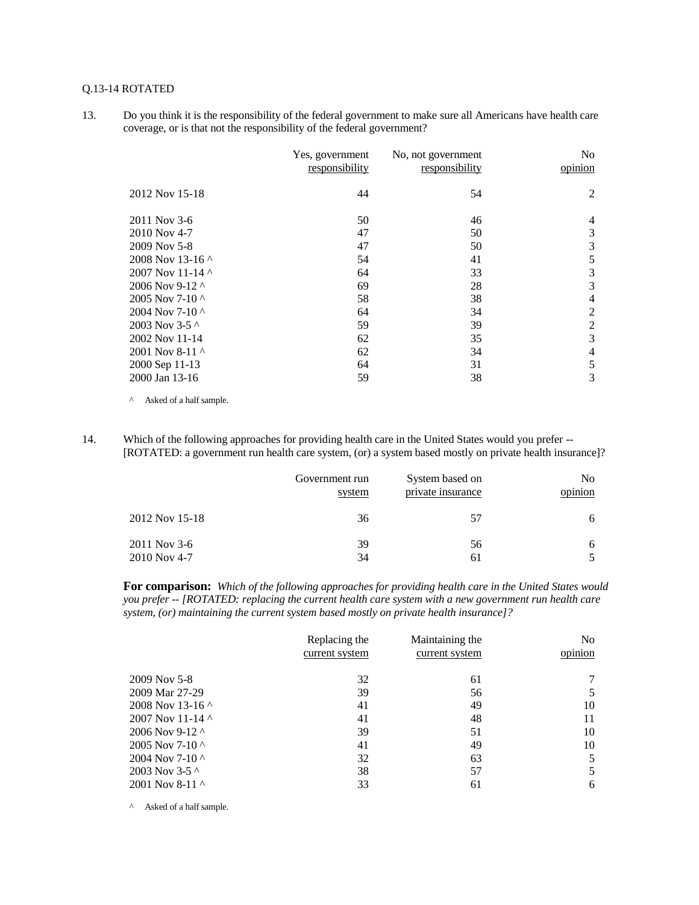Q.13-14 ROTATED

13. Do you think it is the responsibility of the federal government to make sure all Americans have health care coverage, or is that not the responsibility of the federal government?

| | Yes, government responsibility | No, not government responsibility | No opinion |
|---|---|---|---|
| 2012 Nov 15-18 | 44 | 54 | 2 |
| 2011 Nov 3-6 | 50 | 46 | 4 |
| 2010 Nov 4-7 | 47 | 50 | 3 |
| 2009 Nov 5-8 | 47 | 50 | 3 |
| 2008 Nov 13-16 ^ | 54 | 41 | 5 |
| 2007 Nov 11-14 ^ | 64 | 33 | 3 |
| 2006 Nov 9-12 ^ | 69 | 28 | 3 |
| 2005 Nov 7-10 ^ | 58 | 38 | 4 |
| 2004 Nov 7-10 ^ | 64 | 34 | 2 |
| 2003 Nov 3-5 ^ | 59 | 39 | 2 |
| 2002 Nov 11-14 | 62 | 35 | 3 |
| 2001 Nov 8-11 ^ | 62 | 34 | 4 |
| 2000 Sep 11-13 | 64 | 31 | 5 |
| 2000 Jan 13-16 | 59 | 38 | 3 |

^ Asked of a half sample.

14. Which of the following approaches for providing health care in the United States would you prefer -- [ROTATED: a government run health care system, (or) a system based mostly on private health insurance]?

| | Government run system | System based on private insurance | No opinion |
|---|---|---|---|
| 2012 Nov 15-18 | 36 | 57 | 6 |
| 2011 Nov 3-6 | 39 | 56 | 6 |
| 2010 Nov 4-7 | 34 | 61 | 5 |

**For comparison:** *Which of the following approaches for providing health care in the United States would you prefer -- [ROTATED: replacing the current health care system with a new government run health care system, (or) maintaining the current system based mostly on private health insurance]?*

| | Replacing the current system | Maintaining the current system | No opinion |
|---|---|---|---|
| 2009 Nov 5-8 | 32 | 61 | 7 |
| 2009 Mar 27-29 | 39 | 56 | 5 |
| 2008 Nov 13-16 ^ | 41 | 49 | 10 |
| 2007 Nov 11-14 ^ | 41 | 48 | 11 |
| 2006 Nov 9-12 ^ | 39 | 51 | 10 |
| 2005 Nov 7-10 ^ | 41 | 49 | 10 |
| 2004 Nov 7-10 ^ | 32 | 63 | 5 |
| 2003 Nov 3-5 ^ | 38 | 57 | 5 |
| 2001 Nov 8-11 ^ | 33 | 61 | 6 |

^ Asked of a half sample.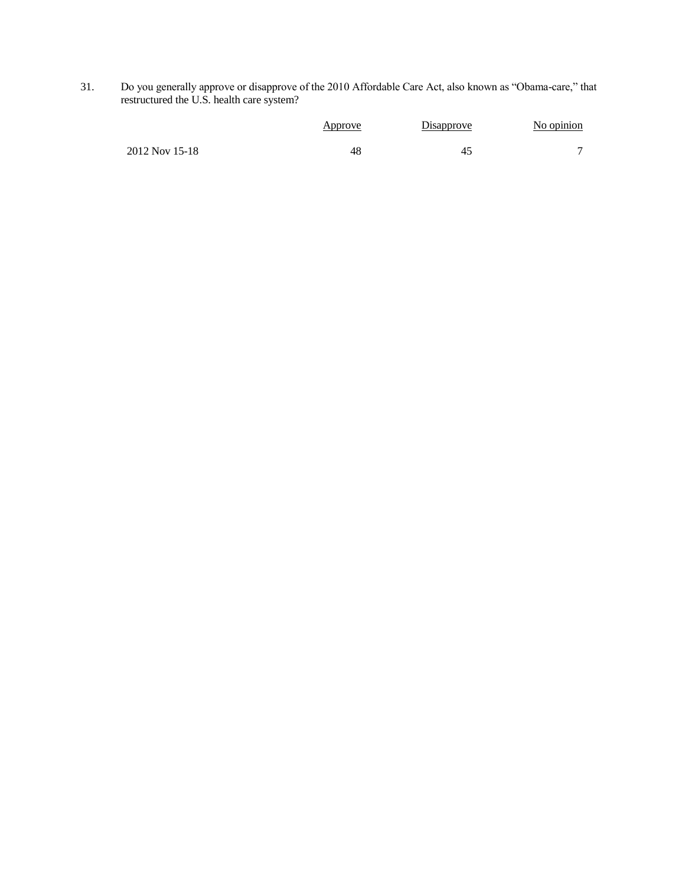31. Do you generally approve or disapprove of the 2010 Affordable Care Act, also known as "Obama-care," that restructured the U.S. health care system?

| | Approve | Disapprove | No opinion |
|---|---|---|---|
| 2012 Nov 15-18 | 48 | 45 | 7 |